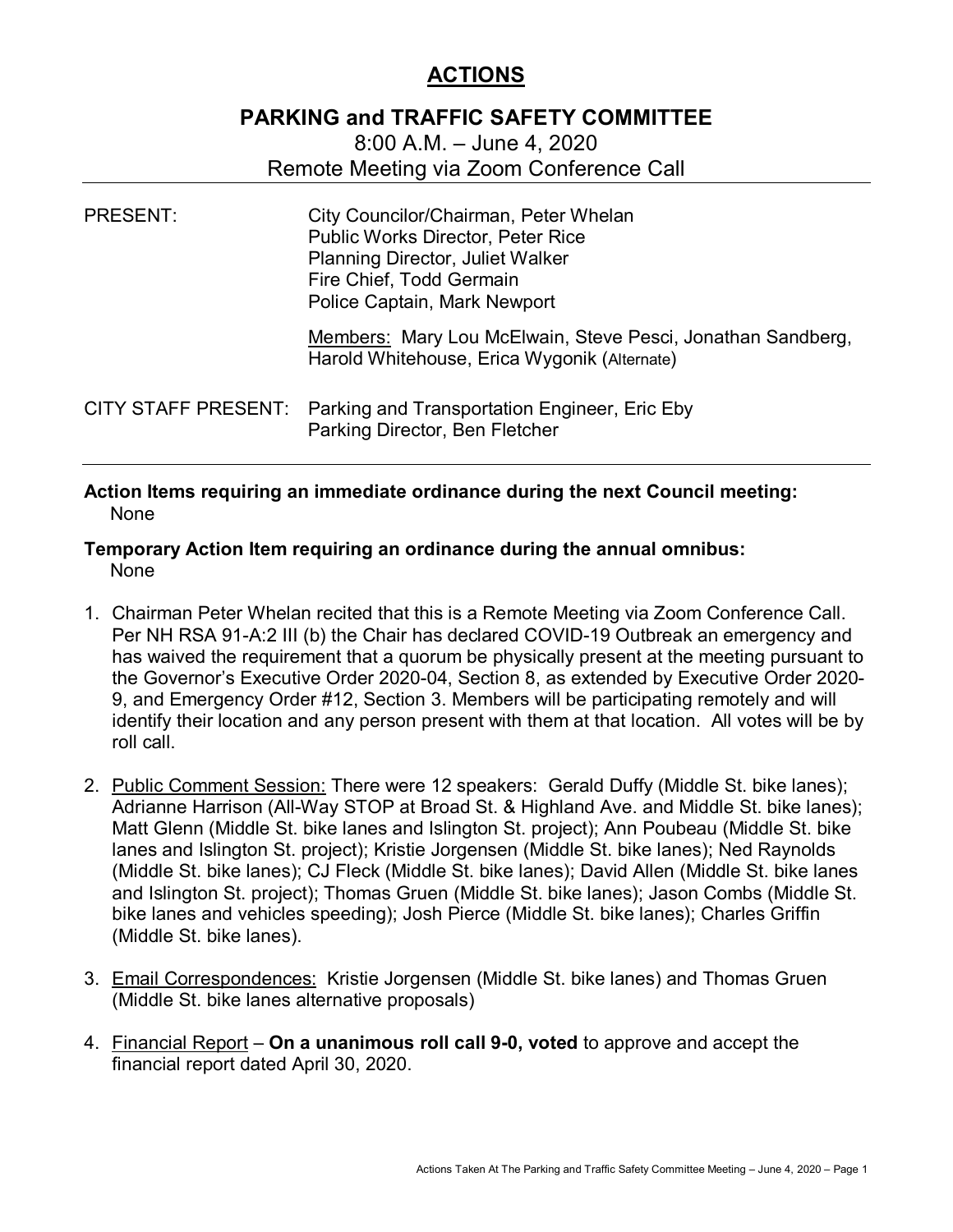# ACTIONS

## PARKING and TRAFFIC SAFETY COMMITTEE

8:00 A.M. – June 4, 2020
Remote Meeting via Zoom Conference Call

PRESENT: City Councilor/Chairman, Peter Whelan
Public Works Director, Peter Rice
Planning Director, Juliet Walker
Fire Chief, Todd Germain
Police Captain, Mark Newport

Members: Mary Lou McElwain, Steve Pesci, Jonathan Sandberg, Harold Whitehouse, Erica Wygonik (Alternate)

CITY STAFF PRESENT: Parking and Transportation Engineer, Eric Eby
Parking Director, Ben Fletcher

---

**Action Items requiring an immediate ordinance during the next Council meeting:**
None

**Temporary Action Item requiring an ordinance during the annual omnibus:**
None

1. Chairman Peter Whelan recited that this is a Remote Meeting via Zoom Conference Call. Per NH RSA 91-A:2 III (b) the Chair has declared COVID-19 Outbreak an emergency and has waived the requirement that a quorum be physically present at the meeting pursuant to the Governor's Executive Order 2020-04, Section 8, as extended by Executive Order 2020-9, and Emergency Order #12, Section 3. Members will be participating remotely and will identify their location and any person present with them at that location. All votes will be by roll call.

2. Public Comment Session: There were 12 speakers: Gerald Duffy (Middle St. bike lanes); Adrianne Harrison (All-Way STOP at Broad St. & Highland Ave. and Middle St. bike lanes); Matt Glenn (Middle St. bike lanes and Islington St. project); Ann Poubeau (Middle St. bike lanes and Islington St. project); Kristie Jorgensen (Middle St. bike lanes); Ned Raynolds (Middle St. bike lanes); CJ Fleck (Middle St. bike lanes); David Allen (Middle St. bike lanes and Islington St. project); Thomas Gruen (Middle St. bike lanes); Jason Combs (Middle St. bike lanes and vehicles speeding); Josh Pierce (Middle St. bike lanes); Charles Griffin (Middle St. bike lanes).

3. Email Correspondences: Kristie Jorgensen (Middle St. bike lanes) and Thomas Gruen (Middle St. bike lanes alternative proposals)

4. Financial Report – **On a unanimous roll call 9-0, voted** to approve and accept the financial report dated April 30, 2020.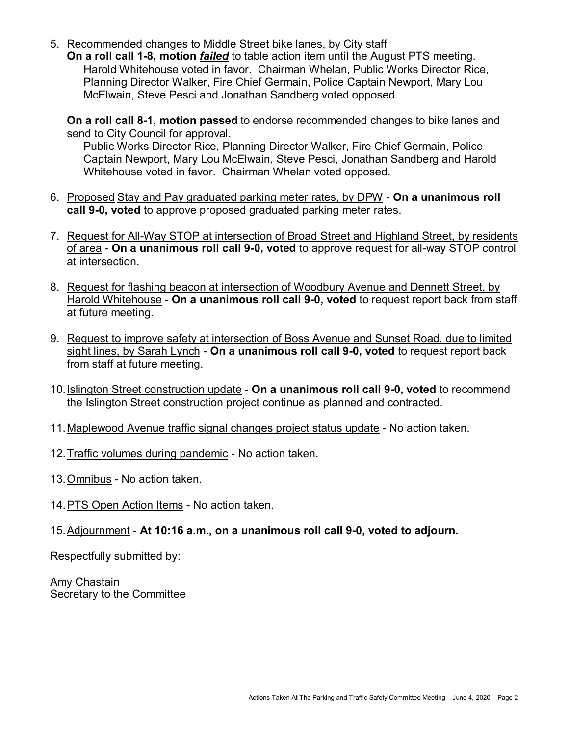5. Recommended changes to Middle Street bike lanes, by City staff
   **On a roll call 1-8, motion *failed*** to table action item until the August PTS meeting.
   Harold Whitehouse voted in favor. Chairman Whelan, Public Works Director Rice, Planning Director Walker, Fire Chief Germain, Police Captain Newport, Mary Lou McElwain, Steve Pesci and Jonathan Sandberg voted opposed.

   **On a roll call 8-1, motion passed** to endorse recommended changes to bike lanes and send to City Council for approval.
   Public Works Director Rice, Planning Director Walker, Fire Chief Germain, Police Captain Newport, Mary Lou McElwain, Steve Pesci, Jonathan Sandberg and Harold Whitehouse voted in favor. Chairman Whelan voted opposed.

6. Proposed Stay and Pay graduated parking meter rates, by DPW - **On a unanimous roll call 9-0, voted** to approve proposed graduated parking meter rates.

7. Request for All-Way STOP at intersection of Broad Street and Highland Street, by residents of area - **On a unanimous roll call 9-0, voted** to approve request for all-way STOP control at intersection.

8. Request for flashing beacon at intersection of Woodbury Avenue and Dennett Street, by Harold Whitehouse - **On a unanimous roll call 9-0, voted** to request report back from staff at future meeting.

9. Request to improve safety at intersection of Boss Avenue and Sunset Road, due to limited sight lines, by Sarah Lynch - **On a unanimous roll call 9-0, voted** to request report back from staff at future meeting.

10. Islington Street construction update - **On a unanimous roll call 9-0, voted** to recommend the Islington Street construction project continue as planned and contracted.

11. Maplewood Avenue traffic signal changes project status update - No action taken.

12. Traffic volumes during pandemic - No action taken.

13. Omnibus - No action taken.

14. PTS Open Action Items - No action taken.

15. Adjournment - **At 10:16 a.m., on a unanimous roll call 9-0, voted to adjourn.**

Respectfully submitted by:

Amy Chastain
Secretary to the Committee